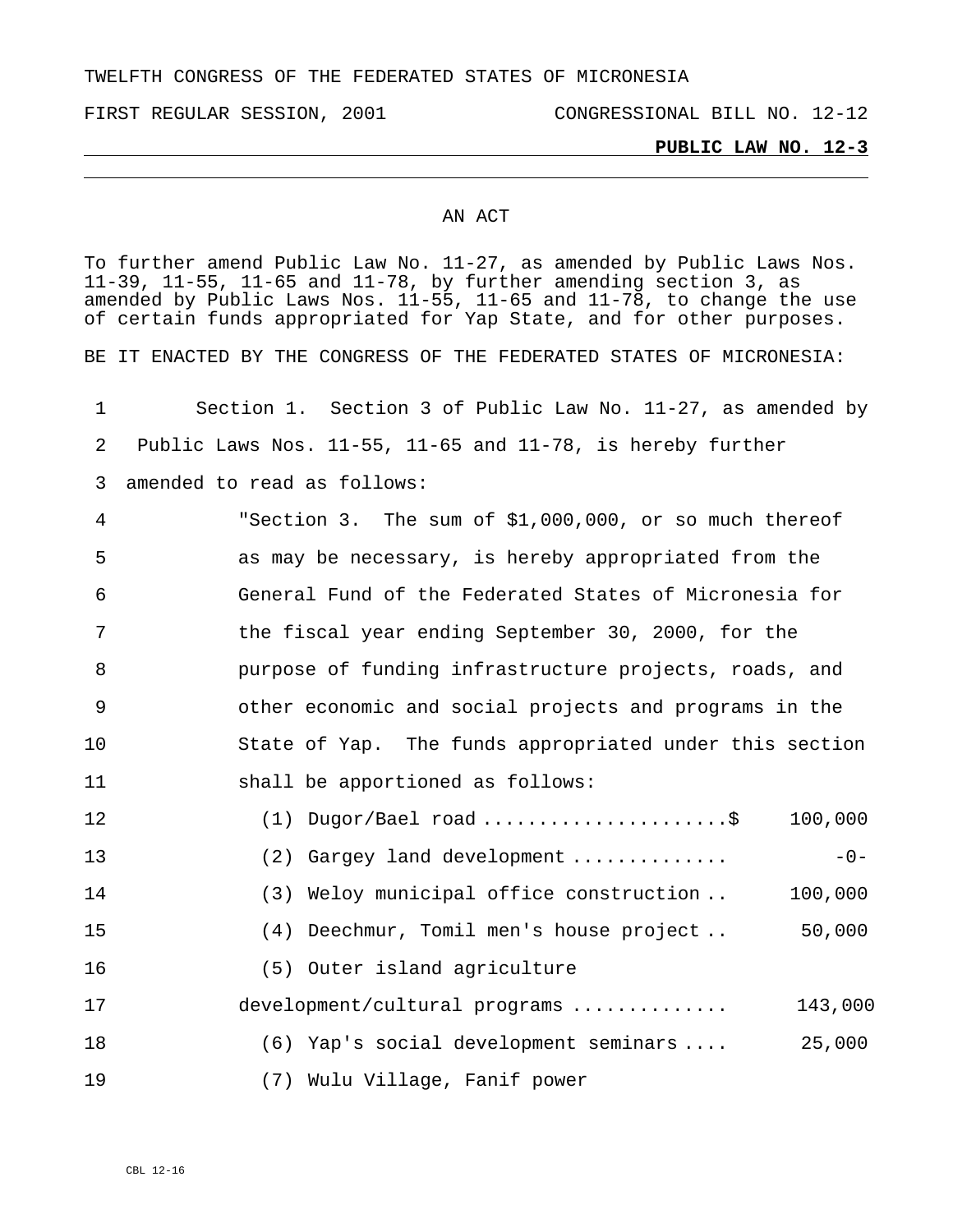TWELFTH CONGRESS OF THE FEDERATED STATES OF MICRONESIA

FIRST REGULAR SESSION, 2001 CONGRESSIONAL BILL NO. 12-12

**PUBLIC LAW NO. 12-3**

---

AN ACT

To further amend Public Law No. 11-27, as amended by Public Laws Nos. 11-39, 11-55, 11-65 and 11-78, by further amending section 3, as amended by Public Laws Nos. 11-55, 11-65 and 11-78, to change the use of certain funds appropriated for Yap State, and for other purposes.

BE IT ENACTED BY THE CONGRESS OF THE FEDERATED STATES OF MICRONESIA:

1 Section 1. Section 3 of Public Law No. 11-27, as amended by
2 Public Laws Nos. 11-55, 11-65 and 11-78, is hereby further
3 amended to read as follows:
4 "Section 3. The sum of $1,000,000, or so much thereof
5 as may be necessary, is hereby appropriated from the
6 General Fund of the Federated States of Micronesia for
7 the fiscal year ending September 30, 2000, for the
8 purpose of funding infrastructure projects, roads, and
9 other economic and social projects and programs in the
10 State of Yap. The funds appropriated under this section
11 shall be apportioned as follows:
12 (1) Dugor/Bael road ......................$ 100,000
13 (2) Gargey land development ............. -0-
14 (3) Weloy municipal office construction .. 100,000
15 (4) Deechmur, Tomil men's house project .. 50,000
16 (5) Outer island agriculture
17 development/cultural programs ............. 143,000
18 (6) Yap's social development seminars .... 25,000
19 (7) Wulu Village, Fanif power

CBL 12-16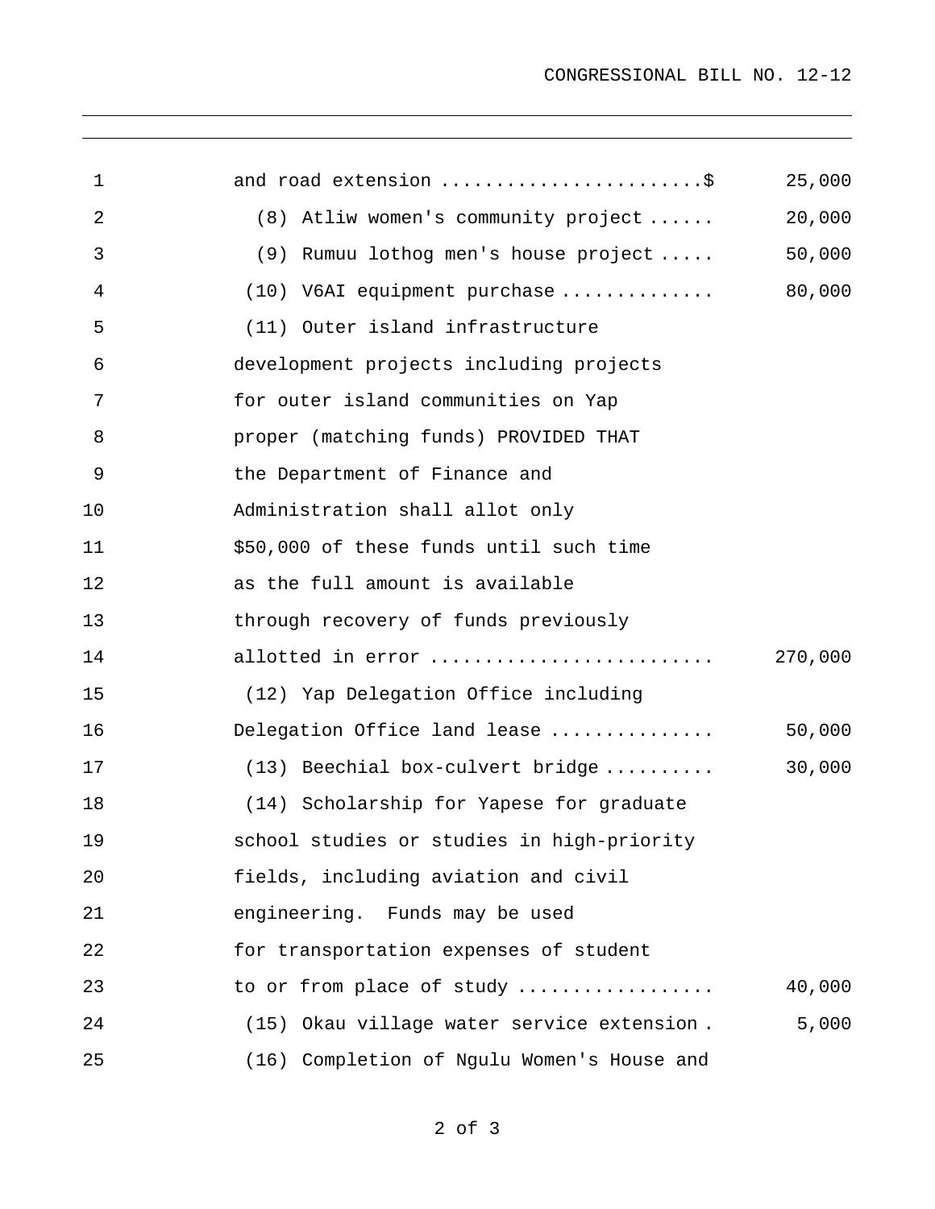and road extension ........................$ 25,000

(8) Atliw women's community project ...... 20,000

(9) Rumuu lothog men's house project ..... 50,000

(10) V6AI equipment purchase .............. 80,000

(11) Outer island infrastructure development projects including projects for outer island communities on Yap proper (matching funds) PROVIDED THAT the Department of Finance and Administration shall allot only $50,000 of these funds until such time as the full amount is available through recovery of funds previously allotted in error .......................... 270,000

(12) Yap Delegation Office including Delegation Office land lease ............... 50,000

(13) Beechial box-culvert bridge .......... 30,000

(14) Scholarship for Yapese for graduate school studies or studies in high-priority fields, including aviation and civil engineering. Funds may be used for transportation expenses of student to or from place of study ................. 40,000

(15) Okau village water service extension . 5,000

(16) Completion of Ngulu Women's House and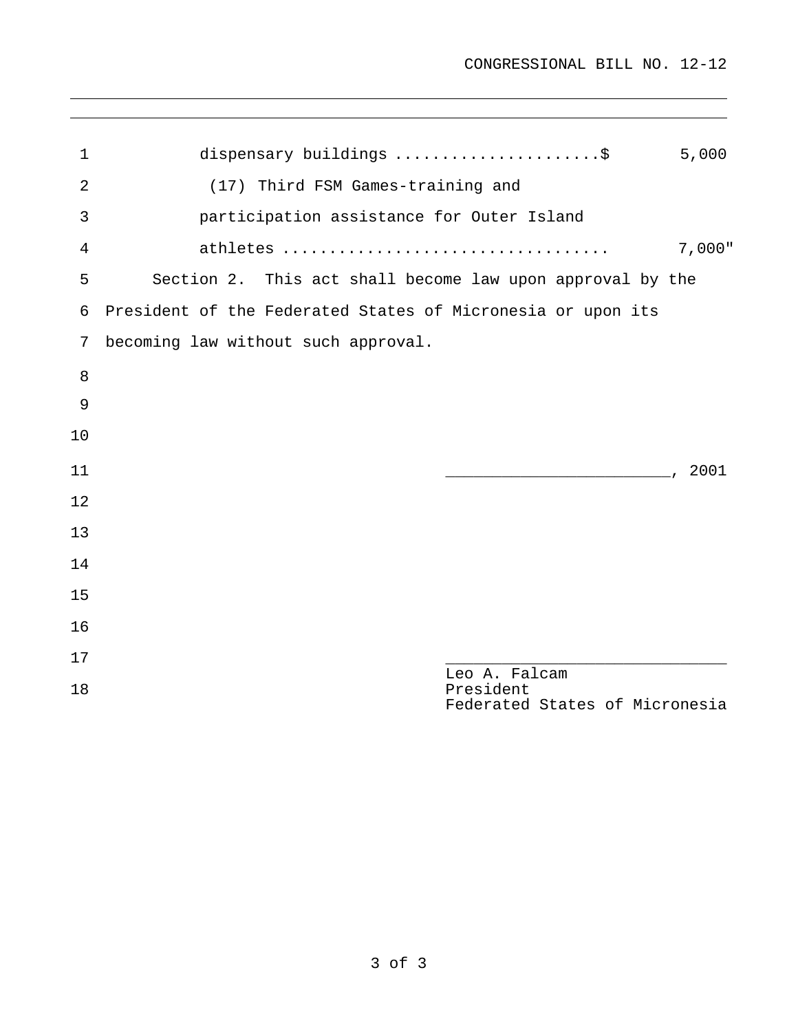dispensary buildings ......................$ 5,000

(17) Third FSM Games-training and participation assistance for Outer Island athletes ................................... 7,000"

Section 2. This act shall become law upon approval by the President of the Federated States of Micronesia or upon its becoming law without such approval.

________________________, 2001

______________________________
Leo A. Falcam
President
Federated States of Micronesia